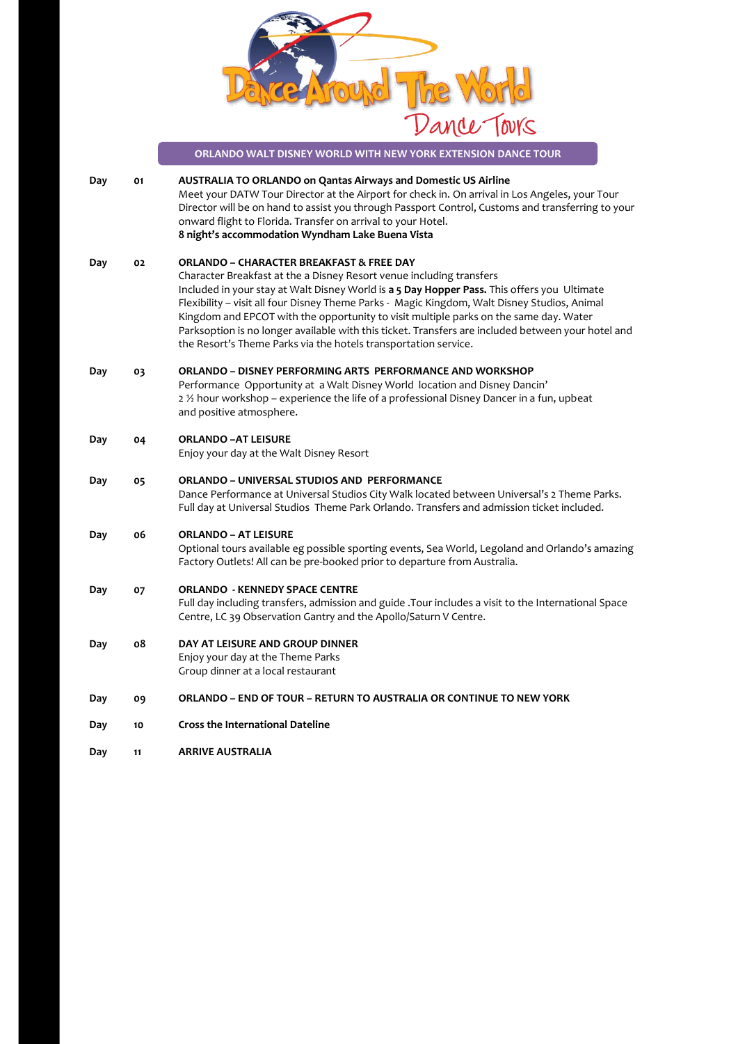# Dance Around The World Dance Tours

## ORLANDO WALT DISNEY WORLD WITH NEW YORK EXTENSION DANCE TOUR

**Day 01** — **AUSTRALIA TO ORLANDO on Qantas Airways and Domestic US Airline**
Meet your DATW Tour Director at the Airport for check in. On arrival in Los Angeles, your Tour Director will be on hand to assist you through Passport Control, Customs and transferring to your onward flight to Florida. Transfer on arrival to your Hotel.
**8 night's accommodation Wyndham Lake Buena Vista**

**Day 02** — **ORLANDO – CHARACTER BREAKFAST & FREE DAY**
Character Breakfast at the a Disney Resort venue including transfers
Included in your stay at Walt Disney World is **a 5 Day Hopper Pass.** This offers you Ultimate Flexibility – visit all four Disney Theme Parks - Magic Kingdom, Walt Disney Studios, Animal Kingdom and EPCOT with the opportunity to visit multiple parks on the same day. Water Parksoption is no longer available with this ticket. Transfers are included between your hotel and the Resort's Theme Parks via the hotels transportation service.

**Day 03** — **ORLANDO – DISNEY PERFORMING ARTS PERFORMANCE AND WORKSHOP**
Performance Opportunity at a Walt Disney World location and Disney Dancin'
2 ½ hour workshop – experience the life of a professional Disney Dancer in a fun, upbeat and positive atmosphere.

**Day 04** — **ORLANDO –AT LEISURE**
Enjoy your day at the Walt Disney Resort

**Day 05** — **ORLANDO – UNIVERSAL STUDIOS AND PERFORMANCE**
Dance Performance at Universal Studios City Walk located between Universal's 2 Theme Parks.
Full day at Universal Studios Theme Park Orlando. Transfers and admission ticket included.

**Day 06** — **ORLANDO – AT LEISURE**
Optional tours available eg possible sporting events, Sea World, Legoland and Orlando's amazing Factory Outlets! All can be pre-booked prior to departure from Australia.

**Day 07** — **ORLANDO - KENNEDY SPACE CENTRE**
Full day including transfers, admission and guide .Tour includes a visit to the International Space Centre, LC 39 Observation Gantry and the Apollo/Saturn V Centre.

**Day 08** — **DAY AT LEISURE AND GROUP DINNER**
Enjoy your day at the Theme Parks
Group dinner at a local restaurant

**Day 09** — **ORLANDO – END OF TOUR – RETURN TO AUSTRALIA OR CONTINUE TO NEW YORK**

**Day 10** — **Cross the International Dateline**

**Day 11** — **ARRIVE AUSTRALIA**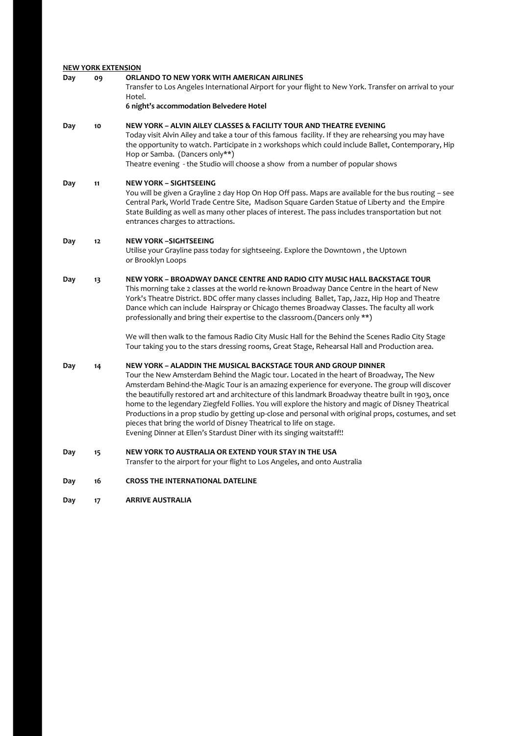**NEW YORK EXTENSION**

**Day 09 ORLANDO TO NEW YORK WITH AMERICAN AIRLINES**

Transfer to Los Angeles International Airport for your flight to New York. Transfer on arrival to your Hotel.

**6 night's accommodation Belvedere Hotel**

**Day 10 NEW YORK – ALVIN AILEY CLASSES & FACILITY TOUR AND THEATRE EVENING**

Today visit Alvin Ailey and take a tour of this famous facility. If they are rehearsing you may have the opportunity to watch. Participate in 2 workshops which could include Ballet, Contemporary, Hip Hop or Samba. (Dancers only**)

Theatre evening - the Studio will choose a show from a number of popular shows

**Day 11 NEW YORK – SIGHTSEEING**

You will be given a Grayline 2 day Hop On Hop Off pass. Maps are available for the bus routing – see Central Park, World Trade Centre Site, Madison Square Garden Statue of Liberty and the Empire State Building as well as many other places of interest. The pass includes transportation but not entrances charges to attractions.

**Day 12 NEW YORK –SIGHTSEEING**

Utilise your Grayline pass today for sightseeing. Explore the Downtown , the Uptown or Brooklyn Loops

**Day 13 NEW YORK – BROADWAY DANCE CENTRE AND RADIO CITY MUSIC HALL BACKSTAGE TOUR**

This morning take 2 classes at the world re-known Broadway Dance Centre in the heart of New York's Theatre District. BDC offer many classes including Ballet, Tap, Jazz, Hip Hop and Theatre Dance which can include Hairspray or Chicago themes Broadway Classes. The faculty all work professionally and bring their expertise to the classroom.(Dancers only **)

We will then walk to the famous Radio City Music Hall for the Behind the Scenes Radio City Stage Tour taking you to the stars dressing rooms, Great Stage, Rehearsal Hall and Production area.

**Day 14 NEW YORK – ALADDIN THE MUSICAL BACKSTAGE TOUR AND GROUP DINNER**

Tour the New Amsterdam Behind the Magic tour. Located in the heart of Broadway, The New Amsterdam Behind-the-Magic Tour is an amazing experience for everyone. The group will discover the beautifully restored art and architecture of this landmark Broadway theatre built in 1903, once home to the legendary Ziegfeld Follies. You will explore the history and magic of Disney Theatrical Productions in a prop studio by getting up-close and personal with original props, costumes, and set pieces that bring the world of Disney Theatrical to life on stage.

Evening Dinner at Ellen's Stardust Diner with its singing waitstaff!!

**Day 15 NEW YORK TO AUSTRALIA OR EXTEND YOUR STAY IN THE USA**

Transfer to the airport for your flight to Los Angeles, and onto Australia

**Day 16 CROSS THE INTERNATIONAL DATELINE**

**Day 17 ARRIVE AUSTRALIA**